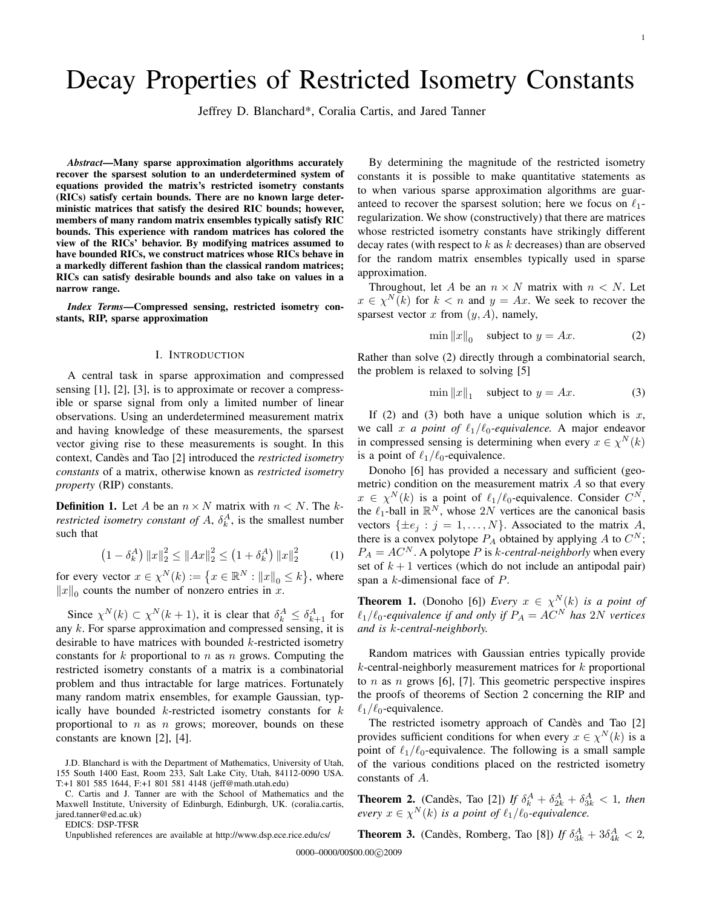# Decay Properties of Restricted Isometry Constants

Jeffrey D. Blanchard*, Coralia Cartis, and Jared Tanner

***Abstract*—Many sparse approximation algorithms accurately recover the sparsest solution to an underdetermined system of equations provided the matrix's restricted isometry constants (RICs) satisfy certain bounds. There are no known large deterministic matrices that satisfy the desired RIC bounds; however, members of many random matrix ensembles typically satisfy RIC bounds. This experience with random matrices has colored the view of the RICs' behavior. By modifying matrices assumed to have bounded RICs, we construct matrices whose RICs behave in a markedly different fashion than the classical random matrices; RICs can satisfy desirable bounds and also take on values in a narrow range.**

***Index Terms*—Compressed sensing, restricted isometry constants, RIP, sparse approximation**

## I. Introduction

A central task in sparse approximation and compressed sensing [1], [2], [3], is to approximate or recover a compressible or sparse signal from only a limited number of linear observations. Using an underdetermined measurement matrix and having knowledge of these measurements, the sparsest vector giving rise to these measurements is sought. In this context, Candès and Tao [2] introduced the *restricted isometry constants* of a matrix, otherwise known as *restricted isometry property* (RIP) constants.

**Definition 1.** Let $A$ be an $n \times N$ matrix with $n < N$. The *$k$-restricted isometry constant of $A$*, $\delta_k^A$, is the smallest number such that

$$\left(1 - \delta_k^A\right) \|x\|_2^2 \le \|Ax\|_2^2 \le \left(1 + \delta_k^A\right) \|x\|_2^2 \qquad (1)$$

for every vector $x \in \chi^N(k) := \left\{x \in \mathbb{R}^N : \|x\|_0 \le k\right\}$, where $\|x\|_0$ counts the number of nonzero entries in $x$.

Since $\chi^N(k) \subset \chi^N(k+1)$, it is clear that $\delta_k^A \le \delta_{k+1}^A$ for any $k$. For sparse approximation and compressed sensing, it is desirable to have matrices with bounded $k$-restricted isometry constants for $k$ proportional to $n$ as $n$ grows. Computing the restricted isometry constants of a matrix is a combinatorial problem and thus intractable for large matrices. Fortunately many random matrix ensembles, for example Gaussian, typically have bounded $k$-restricted isometry constants for $k$ proportional to $n$ as $n$ grows; moreover, bounds on these constants are known [2], [4].

J.D. Blanchard is with the Department of Mathematics, University of Utah, 155 South 1400 East, Room 233, Salt Lake City, Utah, 84112-0090 USA. T:+1 801 585 1644, F:+1 801 581 4148 (jeff@math.utah.edu)

C. Cartis and J. Tanner are with the School of Mathematics and the Maxwell Institute, University of Edinburgh, Edinburgh, UK. (coralia.cartis, jared.tanner@ed.ac.uk)

EDICS: DSP-TFSR

Unpublished references are available at http://www.dsp.ece.rice.edu/cs/

By determining the magnitude of the restricted isometry constants it is possible to make quantitative statements as to when various sparse approximation algorithms are guaranteed to recover the sparsest solution; here we focus on $\ell_1$-regularization. We show (constructively) that there are matrices whose restricted isometry constants have strikingly different decay rates (with respect to $k$ as $k$ decreases) than are observed for the random matrix ensembles typically used in sparse approximation.

Throughout, let $A$ be an $n \times N$ matrix with $n < N$. Let $x \in \chi^N(k)$ for $k < n$ and $y = Ax$. We seek to recover the sparsest vector $x$ from $(y, A)$, namely,

$$\min \|x\|_0 \quad \text{subject to } y = Ax. \qquad (2)$$

Rather than solve (2) directly through a combinatorial search, the problem is relaxed to solving [5]

$$\min \|x\|_1 \quad \text{subject to } y = Ax. \qquad (3)$$

If (2) and (3) both have a unique solution which is $x$, we call $x$ *a point of $\ell_1/\ell_0$-equivalence.* A major endeavor in compressed sensing is determining when every $x \in \chi^N(k)$ is a point of $\ell_1/\ell_0$-equivalence.

Donoho [6] has provided a necessary and sufficient (geometric) condition on the measurement matrix $A$ so that every $x \in \chi^N(k)$ is a point of $\ell_1/\ell_0$-equivalence. Consider $C^N$, the $\ell_1$-ball in $\mathbb{R}^N$, whose $2N$ vertices are the canonical basis vectors $\{\pm e_j : j = 1, \ldots, N\}$. Associated to the matrix $A$, there is a convex polytope $P_A$ obtained by applying $A$ to $C^N$; $P_A = AC^N$. A polytope $P$ is *$k$-central-neighborly* when every set of $k+1$ vertices (which do not include an antipodal pair) span a $k$-dimensional face of $P$.

**Theorem 1.** (Donoho [6]) *Every $x \in \chi^N(k)$ is a point of $\ell_1/\ell_0$-equivalence if and only if $P_A = AC^N$ has $2N$ vertices and is $k$-central-neighborly.*

Random matrices with Gaussian entries typically provide $k$-central-neighborly measurement matrices for $k$ proportional to $n$ as $n$ grows [6], [7]. This geometric perspective inspires the proofs of theorems of Section 2 concerning the RIP and $\ell_1/\ell_0$-equivalence.

The restricted isometry approach of Candès and Tao [2] provides sufficient conditions for when every $x \in \chi^N(k)$ is a point of $\ell_1/\ell_0$-equivalence. The following is a small sample of the various conditions placed on the restricted isometry constants of $A$.

**Theorem 2.** (Candès, Tao [2]) *If $\delta_k^A + \delta_{2k}^A + \delta_{3k}^A < 1$, then every $x \in \chi^N(k)$ is a point of $\ell_1/\ell_0$-equivalence.*

**Theorem 3.** (Candès, Romberg, Tao [8]) *If $\delta_{3k}^A + 3\delta_{4k}^A < 2$,*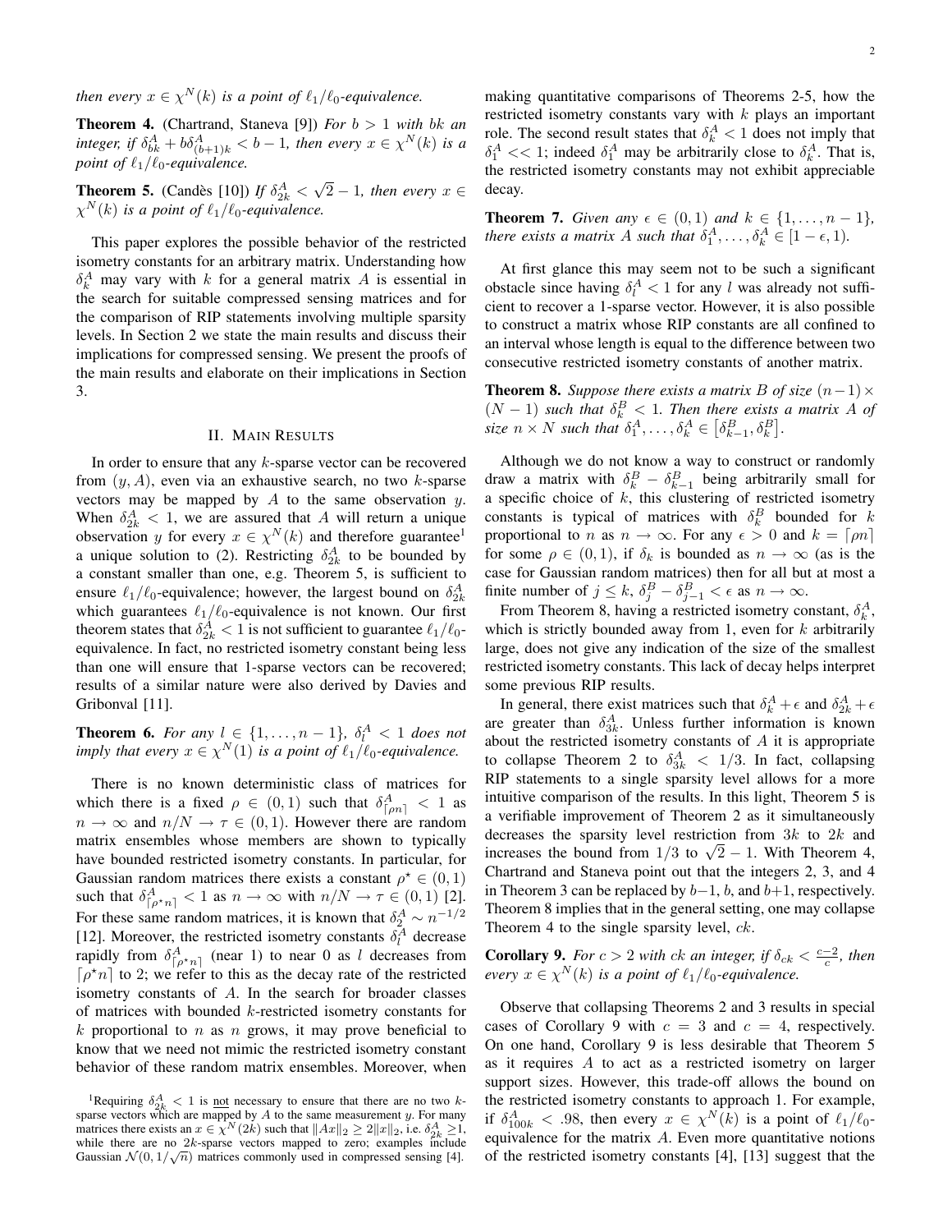*then every $x \in \chi^N(k)$ is a point of $\ell_1/\ell_0$-equivalence.*

**Theorem 4.** (Chartrand, Staneva [9]) *For $b > 1$ with $bk$ an integer, if $\delta_{bk}^A + b\delta_{(b+1)k}^A < b - 1$, then every $x \in \chi^N(k)$ is a point of $\ell_1/\ell_0$-equivalence.*

**Theorem 5.** (Candès [10]) *If $\delta_{2k}^A < \sqrt{2} - 1$, then every $x \in \chi^N(k)$ is a point of $\ell_1/\ell_0$-equivalence.*

This paper explores the possible behavior of the restricted isometry constants for an arbitrary matrix. Understanding how $\delta_k^A$ may vary with $k$ for a general matrix $A$ is essential in the search for suitable compressed sensing matrices and for the comparison of RIP statements involving multiple sparsity levels. In Section 2 we state the main results and discuss their implications for compressed sensing. We present the proofs of the main results and elaborate on their implications in Section 3.

## II. Main Results

In order to ensure that any $k$-sparse vector can be recovered from $(y, A)$, even via an exhaustive search, no two $k$-sparse vectors may be mapped by $A$ to the same observation $y$. When $\delta_{2k}^A < 1$, we are assured that $A$ will return a unique observation $y$ for every $x \in \chi^N(k)$ and therefore guarantee[1] a unique solution to (2). Restricting $\delta_{2k}^A$ to be bounded by a constant smaller than one, e.g. Theorem 5, is sufficient to ensure $\ell_1/\ell_0$-equivalence; however, the largest bound on $\delta_{2k}^A$ which guarantees $\ell_1/\ell_0$-equivalence is not known. Our first theorem states that $\delta_{2k}^A < 1$ is not sufficient to guarantee $\ell_1/\ell_0$-equivalence. In fact, no restricted isometry constant being less than one will ensure that 1-sparse vectors can be recovered; results of a similar nature were also derived by Davies and Gribonval [11].

**Theorem 6.** *For any $l \in \{1, \ldots, n-1\}$, $\delta_l^A < 1$ does not imply that every $x \in \chi^N(1)$ is a point of $\ell_1/\ell_0$-equivalence.*

There is no known deterministic class of matrices for which there is a fixed $\rho \in (0,1)$ such that $\delta_{\lceil \rho n \rceil}^A < 1$ as $n \to \infty$ and $n/N \to \tau \in (0,1)$. However there are random matrix ensembles whose members are shown to typically have bounded restricted isometry constants. In particular, for Gaussian random matrices there exists a constant $\rho^\star \in (0,1)$ such that $\delta_{\lceil \rho^\star n \rceil}^A < 1$ as $n \to \infty$ with $n/N \to \tau \in (0,1)$ [2]. For these same random matrices, it is known that $\delta_2^A \sim n^{-1/2}$ [12]. Moreover, the restricted isometry constants $\delta_l^A$ decrease rapidly from $\delta_{\lceil \rho^\star n \rceil}^A$ (near 1) to near 0 as $l$ decreases from $\lceil \rho^\star n \rceil$ to 2; we refer to this as the decay rate of the restricted isometry constants of $A$. In the search for broader classes of matrices with bounded $k$-restricted isometry constants for $k$ proportional to $n$ as $n$ grows, it may prove beneficial to know that we need not mimic the restricted isometry constant behavior of these random matrix ensembles. Moreover, when making quantitative comparisons of Theorems 2-5, how the restricted isometry constants vary with $k$ plays an important role. The second result states that $\delta_k^A < 1$ does not imply that $\delta_1^A << 1$; indeed $\delta_1^A$ may be arbitrarily close to $\delta_k^A$. That is, the restricted isometry constants may not exhibit appreciable decay.

**Theorem 7.** *Given any $\epsilon \in (0,1)$ and $k \in \{1, \ldots, n-1\}$, there exists a matrix $A$ such that $\delta_1^A, \ldots, \delta_k^A \in [1-\epsilon, 1)$.*

At first glance this may seem not to be such a significant obstacle since having $\delta_l^A < 1$ for any $l$ was already not sufficient to recover a 1-sparse vector. However, it is also possible to construct a matrix whose RIP constants are all confined to an interval whose length is equal to the difference between two consecutive restricted isometry constants of another matrix.

**Theorem 8.** *Suppose there exists a matrix $B$ of size $(n-1) \times (N-1)$ such that $\delta_k^B < 1$. Then there exists a matrix $A$ of size $n \times N$ such that $\delta_1^A, \ldots, \delta_k^A \in \left[\delta_{k-1}^B, \delta_k^B\right]$.*

Although we do not know a way to construct or randomly draw a matrix with $\delta_k^B - \delta_{k-1}^B$ being arbitrarily small for a specific choice of $k$, this clustering of restricted isometry constants is typical of matrices with $\delta_k^B$ bounded for $k$ proportional to $n$ as $n \to \infty$. For any $\epsilon > 0$ and $k = \lceil \rho n \rceil$ for some $\rho \in (0,1)$, if $\delta_k$ is bounded as $n \to \infty$ (as is the case for Gaussian random matrices) then for all but at most a finite number of $j \leq k$, $\delta_j^B - \delta_{j-1}^B < \epsilon$ as $n \to \infty$.

From Theorem 8, having a restricted isometry constant, $\delta_k^A$, which is strictly bounded away from 1, even for $k$ arbitrarily large, does not give any indication of the size of the smallest restricted isometry constants. This lack of decay helps interpret some previous RIP results.

In general, there exist matrices such that $\delta_k^A + \epsilon$ and $\delta_{2k}^A + \epsilon$ are greater than $\delta_{3k}^A$. Unless further information is known about the restricted isometry constants of $A$ it is appropriate to collapse Theorem 2 to $\delta_{3k}^A < 1/3$. In fact, collapsing RIP statements to a single sparsity level allows for a more intuitive comparison of the results. In this light, Theorem 5 is a verifiable improvement of Theorem 2 as it simultaneously decreases the sparsity level restriction from $3k$ to $2k$ and increases the bound from $1/3$ to $\sqrt{2} - 1$. With Theorem 4, Chartrand and Staneva point out that the integers 2, 3, and 4 in Theorem 3 can be replaced by $b-1$, $b$, and $b+1$, respectively. Theorem 8 implies that in the general setting, one may collapse Theorem 4 to the single sparsity level, $ck$.

**Corollary 9.** *For $c > 2$ with $ck$ an integer, if $\delta_{ck} < \frac{c-2}{c}$, then every $x \in \chi^N(k)$ is a point of $\ell_1/\ell_0$-equivalence.*

Observe that collapsing Theorems 2 and 3 results in special cases of Corollary 9 with $c = 3$ and $c = 4$, respectively. On one hand, Corollary 9 is less desirable that Theorem 5 as it requires $A$ to act as a restricted isometry on larger support sizes. However, this trade-off allows the bound on the restricted isometry constants to approach 1. For example, if $\delta_{100k}^A < .98$, then every $x \in \chi^N(k)$ is a point of $\ell_1/\ell_0$-equivalence for the matrix $A$. Even more quantitative notions of the restricted isometry constants [4], [13] suggest that the

[1] Requiring $\delta_{2k}^A < 1$ is not necessary to ensure that there are no two $k$-sparse vectors which are mapped by $A$ to the same measurement $y$. For many matrices there exists an $x \in \chi^N(2k)$ such that $\|Ax\|_2 \geq 2\|x\|_2$, i.e. $\delta_{2k}^A \geq 1$, while there are no $2k$-sparse vectors mapped to zero; examples include Gaussian $\mathcal{N}(0, 1/\sqrt{n})$ matrices commonly used in compressed sensing [4].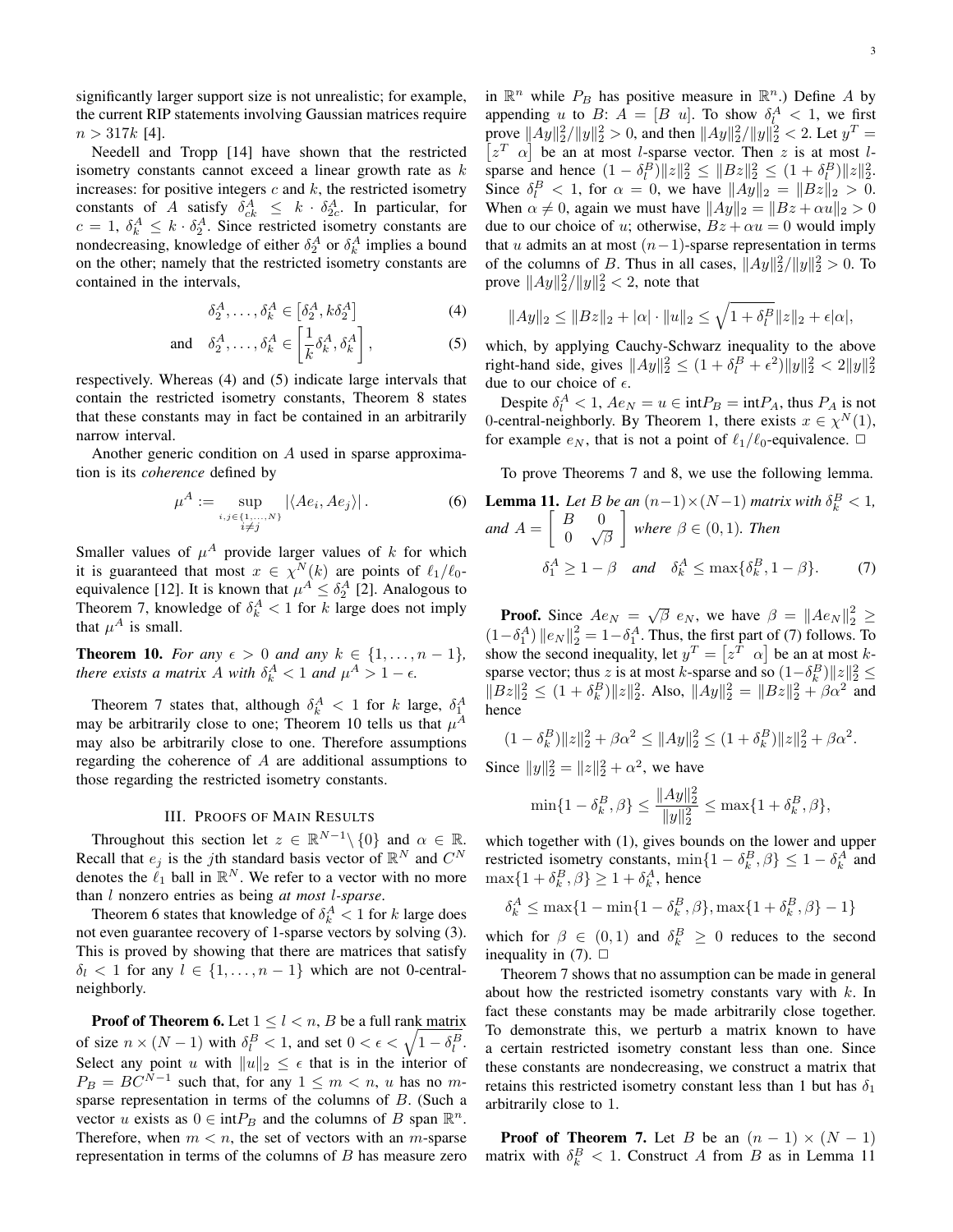significantly larger support size is not unrealistic; for example, the current RIP statements involving Gaussian matrices require $n > 317k$ [4].

Needell and Tropp [14] have shown that the restricted isometry constants cannot exceed a linear growth rate as $k$ increases: for positive integers $c$ and $k$, the restricted isometry constants of $A$ satisfy $\delta^A_{ck} \leq k \cdot \delta^A_{2c}$. In particular, for $c = 1$, $\delta^A_k \leq k \cdot \delta^A_2$. Since restricted isometry constants are nondecreasing, knowledge of either $\delta^A_2$ or $\delta^A_k$ implies a bound on the other; namely that the restricted isometry constants are contained in the intervals,

$$\delta^A_2, \ldots, \delta^A_k \in \left[\delta^A_2, k\delta^A_2\right] \tag{4}$$

$$\text{and} \quad \delta^A_2, \ldots, \delta^A_k \in \left[\frac{1}{k}\delta^A_k, \delta^A_k\right], \tag{5}$$

respectively. Whereas (4) and (5) indicate large intervals that contain the restricted isometry constants, Theorem 8 states that these constants may in fact be contained in an arbitrarily narrow interval.

Another generic condition on $A$ used in sparse approximation is its *coherence* defined by

$$\mu^A := \sup_{\substack{i,j \in \{1,\ldots,N\} \\ i \neq j}} |\langle Ae_i, Ae_j \rangle| \,. \tag{6}$$

Smaller values of $\mu^A$ provide larger values of $k$ for which it is guaranteed that most $x \in \chi^N(k)$ are points of $\ell_1/\ell_0$-equivalence [12]. It is known that $\mu^A \leq \delta^A_2$ [2]. Analogous to Theorem 7, knowledge of $\delta^A_k < 1$ for $k$ large does not imply that $\mu^A$ is small.

**Theorem 10.** *For any $\epsilon > 0$ and any $k \in \{1, \ldots, n-1\}$, there exists a matrix $A$ with $\delta^A_k < 1$ and $\mu^A > 1 - \epsilon$.*

Theorem 7 states that, although $\delta^A_k < 1$ for $k$ large, $\delta^A_1$ may be arbitrarily close to one; Theorem 10 tells us that $\mu^A$ may also be arbitrarily close to one. Therefore assumptions regarding the coherence of $A$ are additional assumptions to those regarding the restricted isometry constants.

## III. Proofs of Main Results

Throughout this section let $z \in \mathbb{R}^{N-1} \setminus \{0\}$ and $\alpha \in \mathbb{R}$. Recall that $e_j$ is the $j$th standard basis vector of $\mathbb{R}^N$ and $C^N$ denotes the $\ell_1$ ball in $\mathbb{R}^N$. We refer to a vector with no more than $l$ nonzero entries as being *at most $l$-sparse*.

Theorem 6 states that knowledge of $\delta^A_k < 1$ for $k$ large does not even guarantee recovery of 1-sparse vectors by solving (3). This is proved by showing that there are matrices that satisfy $\delta_l < 1$ for any $l \in \{1, \ldots, n-1\}$ which are not 0-central-neighborly.

**Proof of Theorem 6.** Let $1 \leq l < n$, $B$ be a full rank matrix of size $n \times (N-1)$ with $\delta^B_l < 1$, and set $0 < \epsilon < \sqrt{1 - \delta^B_l}$. Select any point $u$ with $\|u\|_2 \leq \epsilon$ that is in the interior of $P_B = BC^{N-1}$ such that, for any $1 \leq m < n$, $u$ has no $m$-sparse representation in terms of the columns of $B$. (Such a vector $u$ exists as $0 \in \text{int}P_B$ and the columns of $B$ span $\mathbb{R}^n$. Therefore, when $m < n$, the set of vectors with an $m$-sparse representation in terms of the columns of $B$ has measure zero in $\mathbb{R}^n$ while $P_B$ has positive measure in $\mathbb{R}^n$.) Define $A$ by appending $u$ to $B$: $A = [B \;\, u]$. To show $\delta^A_l < 1$, we first prove $\|Ay\|^2_2/\|y\|^2_2 > 0$, and then $\|Ay\|^2_2/\|y\|^2_2 < 2$. Let $y^T = \begin{bmatrix} z^T & \alpha \end{bmatrix}$ be an at most $l$-sparse vector. Then $z$ is at most $l$-sparse and hence $(1 - \delta^B_l)\|z\|^2_2 \leq \|Bz\|^2_2 \leq (1 + \delta^B_l)\|z\|^2_2$. Since $\delta^B_l < 1$, for $\alpha = 0$, we have $\|Ay\|_2 = \|Bz\|_2 > 0$. When $\alpha \neq 0$, again we must have $\|Ay\|_2 = \|Bz + \alpha u\|_2 > 0$ due to our choice of $u$; otherwise, $Bz + \alpha u = 0$ would imply that $u$ admits an at most $(n-1)$-sparse representation in terms of the columns of $B$. Thus in all cases, $\|Ay\|^2_2/\|y\|^2_2 > 0$. To prove $\|Ay\|^2_2/\|y\|^2_2 < 2$, note that

$$\|Ay\|_2 \leq \|Bz\|_2 + |\alpha| \cdot \|u\|_2 \leq \sqrt{1 + \delta^B_l}\|z\|_2 + \epsilon|\alpha|,$$

which, by applying Cauchy-Schwarz inequality to the above right-hand side, gives $\|Ay\|^2_2 \leq (1 + \delta^B_l + \epsilon^2)\|y\|^2_2 < 2\|y\|^2_2$ due to our choice of $\epsilon$.

Despite $\delta^A_l < 1$, $Ae_N = u \in \text{int}P_B = \text{int}P_A$, thus $P_A$ is not 0-central-neighborly. By Theorem 1, there exists $x \in \chi^N(1)$, for example $e_N$, that is not a point of $\ell_1/\ell_0$-equivalence. $\Box$

To prove Theorems 7 and 8, we use the following lemma.

**Lemma 11.** *Let $B$ be an $(n-1) \times (N-1)$ matrix with $\delta^B_k < 1$, and $A = \begin{bmatrix} B & 0 \\ 0 & \sqrt{\beta} \end{bmatrix}$ where $\beta \in (0, 1)$. Then*

$$\delta^A_1 \geq 1 - \beta \quad \text{and} \quad \delta^A_k \leq \max\{\delta^B_k, 1 - \beta\}. \tag{7}$$

**Proof.** Since $Ae_N = \sqrt{\beta}\; e_N$, we have $\beta = \|Ae_N\|^2_2 \geq (1 - \delta^A_1)\|e_N\|^2_2 = 1 - \delta^A_1$. Thus, the first part of (7) follows. To show the second inequality, let $y^T = \begin{bmatrix} z^T & \alpha \end{bmatrix}$ be an at most $k$-sparse vector; thus $z$ is at most $k$-sparse and so $(1 - \delta^B_k)\|z\|^2_2 \leq \|Bz\|^2_2 \leq (1 + \delta^B_k)\|z\|^2_2$. Also, $\|Ay\|^2_2 = \|Bz\|^2_2 + \beta\alpha^2$ and hence

$$(1 - \delta^B_k)\|z\|^2_2 + \beta\alpha^2 \leq \|Ay\|^2_2 \leq (1 + \delta^B_k)\|z\|^2_2 + \beta\alpha^2.$$

Since $\|y\|^2_2 = \|z\|^2_2 + \alpha^2$, we have

$$\min\{1 - \delta^B_k, \beta\} \leq \frac{\|Ay\|^2_2}{\|y\|^2_2} \leq \max\{1 + \delta^B_k, \beta\},$$

which together with (1), gives bounds on the lower and upper restricted isometry constants, $\min\{1 - \delta^B_k, \beta\} \leq 1 - \delta^A_k$ and $\max\{1 + \delta^B_k, \beta\} \geq 1 + \delta^A_k$, hence

$$\delta^A_k \leq \max\{1 - \min\{1 - \delta^B_k, \beta\}, \max\{1 + \delta^B_k, \beta\} - 1\}$$

which for $\beta \in (0, 1)$ and $\delta^B_k \geq 0$ reduces to the second inequality in (7). $\Box$

Theorem 7 shows that no assumption can be made in general about how the restricted isometry constants vary with $k$. In fact these constants may be made arbitrarily close together. To demonstrate this, we perturb a matrix known to have a certain restricted isometry constant less than one. Since these constants are nondecreasing, we construct a matrix that retains this restricted isometry constant less than 1 but has $\delta_1$ arbitrarily close to 1.

**Proof of Theorem 7.** Let $B$ be an $(n-1) \times (N-1)$ matrix with $\delta^B_k < 1$. Construct $A$ from $B$ as in Lemma 11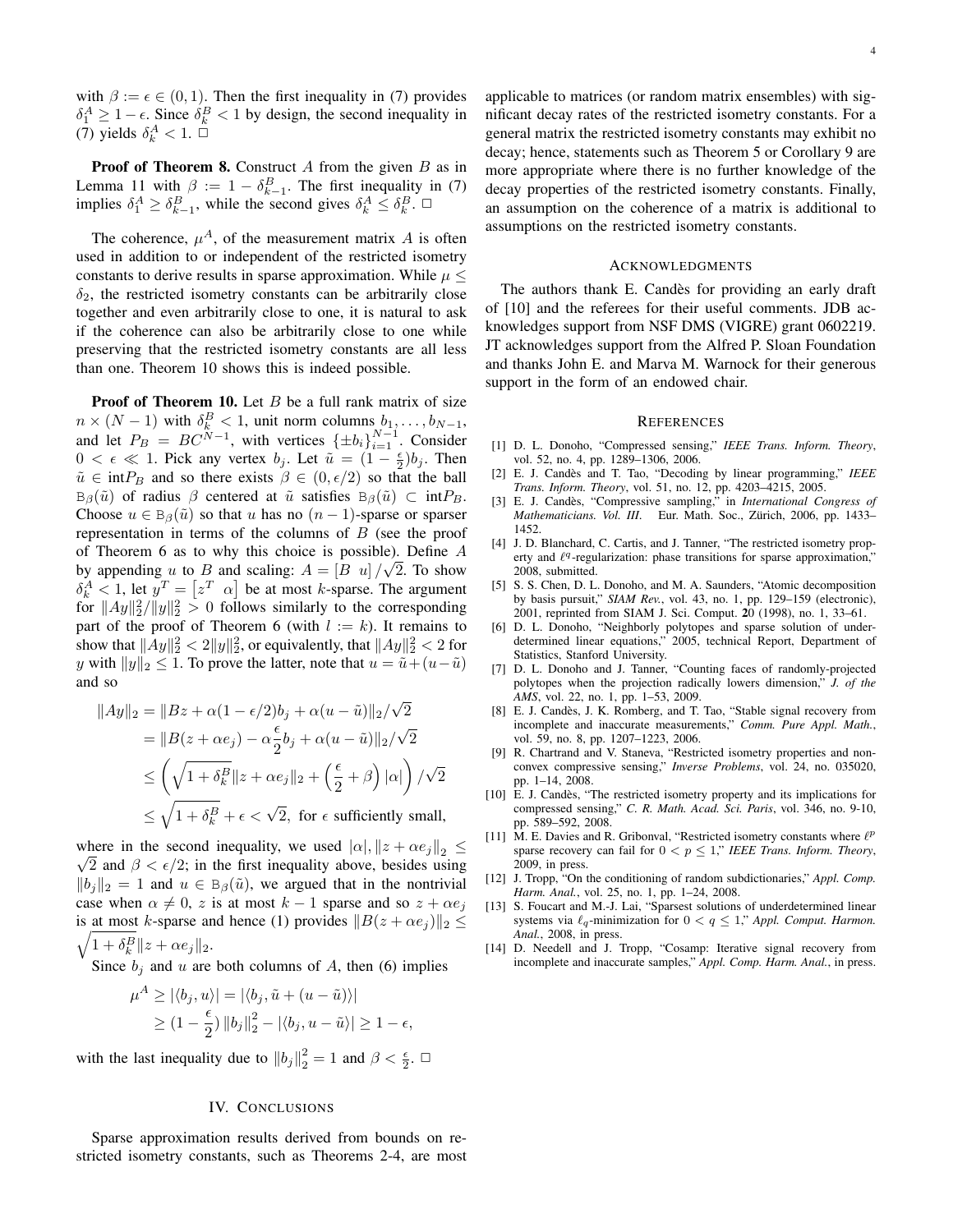with $\beta := \epsilon \in (0, 1)$. Then the first inequality in (7) provides $\delta_1^A \geq 1 - \epsilon$. Since $\delta_k^B < 1$ by design, the second inequality in (7) yields $\delta_k^A < 1$. □

**Proof of Theorem 8.** Construct $A$ from the given $B$ as in Lemma 11 with $\beta := 1 - \delta_{k-1}^B$. The first inequality in (7) implies $\delta_1^A \geq \delta_{k-1}^B$, while the second gives $\delta_k^A \leq \delta_k^B$. □

The coherence, $\mu^A$, of the measurement matrix $A$ is often used in addition to or independent of the restricted isometry constants to derive results in sparse approximation. While $\mu \leq \delta_2$, the restricted isometry constants can be arbitrarily close together and even arbitrarily close to one, it is natural to ask if the coherence can also be arbitrarily close to one while preserving that the restricted isometry constants are all less than one. Theorem 10 shows this is indeed possible.

**Proof of Theorem 10.** Let $B$ be a full rank matrix of size $n \times (N-1)$ with $\delta_k^B < 1$, unit norm columns $b_1, \ldots, b_{N-1}$, and let $P_B = BC^{N-1}$, with vertices $\{\pm b_i\}_{i=1}^{N-1}$. Consider $0 < \epsilon \ll 1$. Pick any vertex $b_j$. Let $\tilde{u} = (1 - \frac{\epsilon}{2})b_j$. Then $\tilde{u} \in \text{int}P_B$ and so there exists $\beta \in (0, \epsilon/2)$ so that the ball $\mathbb{B}_\beta(\tilde{u})$ of radius $\beta$ centered at $\tilde{u}$ satisfies $\mathbb{B}_\beta(\tilde{u}) \subset \text{int}P_B$. Choose $u \in \mathbb{B}_\beta(\tilde{u})$ so that $u$ has no $(n-1)$-sparse or sparser representation in terms of the columns of $B$ (see the proof of Theorem 6 as to why this choice is possible). Define $A$ by appending $u$ to $B$ and scaling: $A = [B \ u]/\sqrt{2}$. To show $\delta_k^A < 1$, let $y^T = \begin{bmatrix} z^T & \alpha \end{bmatrix}$ be at most $k$-sparse. The argument for $\|Ay\|_2^2/\|y\|_2^2 > 0$ follows similarly to the corresponding part of the proof of Theorem 6 (with $l := k$). It remains to show that $\|Ay\|_2^2 < 2\|y\|_2^2$, or equivalently, that $\|Ay\|_2^2 < 2$ for $y$ with $\|y\|_2 \leq 1$. To prove the latter, note that $u = \tilde{u} + (u - \tilde{u})$ and so

$$
\begin{aligned}
\|Ay\|_2 &= \|Bz + \alpha(1 - \epsilon/2)b_j + \alpha(u - \tilde{u})\|_2/\sqrt{2} \\
&= \|B(z + \alpha e_j) - \alpha\frac{\epsilon}{2}b_j + \alpha(u - \tilde{u})\|_2/\sqrt{2} \\
&\leq \left(\sqrt{1 + \delta_k^B}\|z + \alpha e_j\|_2 + \left(\frac{\epsilon}{2} + \beta\right)|\alpha|\right)/\sqrt{2} \\
&\leq \sqrt{1 + \delta_k^B} + \epsilon < \sqrt{2}, \text{ for } \epsilon \text{ sufficiently small,}
\end{aligned}
$$

where in the second inequality, we used $|\alpha|, \|z + \alpha e_j\|_2 \leq \sqrt{2}$ and $\beta < \epsilon/2$; in the first inequality above, besides using $\|b_j\|_2 = 1$ and $u \in \mathbb{B}_\beta(\tilde{u})$, we argued that in the nontrivial case when $\alpha \neq 0$, $z$ is at most $k-1$ sparse and so $z + \alpha e_j$ is at most $k$-sparse and hence (1) provides $\|B(z + \alpha e_j)\|_2 \leq \sqrt{1 + \delta_k^B}\|z + \alpha e_j\|_2$.

Since $b_j$ and $u$ are both columns of $A$, then (6) implies

$$
\begin{aligned}
\mu^A &\geq |\langle b_j, u\rangle| = |\langle b_j, \tilde{u} + (u - \tilde{u})\rangle| \\
&\geq (1 - \frac{\epsilon}{2})\|b_j\|_2^2 - |\langle b_j, u - \tilde{u}\rangle| \geq 1 - \epsilon,
\end{aligned}
$$

with the last inequality due to $\|b_j\|_2^2 = 1$ and $\beta < \frac{\epsilon}{2}$. □

## IV. Conclusions

Sparse approximation results derived from bounds on restricted isometry constants, such as Theorems 2-4, are most applicable to matrices (or random matrix ensembles) with significant decay rates of the restricted isometry constants. For a general matrix the restricted isometry constants may exhibit no decay; hence, statements such as Theorem 5 or Corollary 9 are more appropriate where there is no further knowledge of the decay properties of the restricted isometry constants. Finally, an assumption on the coherence of a matrix is additional to assumptions on the restricted isometry constants.

## Acknowledgments

The authors thank E. Candès for providing an early draft of [10] and the referees for their useful comments. JDB acknowledges support from NSF DMS (VIGRE) grant 0602219. JT acknowledges support from the Alfred P. Sloan Foundation and thanks John E. and Marva M. Warnock for their generous support in the form of an endowed chair.

## References

[1] D. L. Donoho, "Compressed sensing," *IEEE Trans. Inform. Theory*, vol. 52, no. 4, pp. 1289–1306, 2006.

[2] E. J. Candès and T. Tao, "Decoding by linear programming," *IEEE Trans. Inform. Theory*, vol. 51, no. 12, pp. 4203–4215, 2005.

[3] E. J. Candès, "Compressive sampling," in *International Congress of Mathematicians. Vol. III*. Eur. Math. Soc., Zürich, 2006, pp. 1433–1452.

[4] J. D. Blanchard, C. Cartis, and J. Tanner, "The restricted isometry property and $\ell^q$-regularization: phase transitions for sparse approximation," 2008, submitted.

[5] S. S. Chen, D. L. Donoho, and M. A. Saunders, "Atomic decomposition by basis pursuit," *SIAM Rev.*, vol. 43, no. 1, pp. 129–159 (electronic), 2001, reprinted from SIAM J. Sci. Comput. **2**0 (1998), no. 1, 33–61.

[6] D. L. Donoho, "Neighborly polytopes and sparse solution of underdetermined linear equations," 2005, technical Report, Department of Statistics, Stanford University.

[7] D. L. Donoho and J. Tanner, "Counting faces of randomly-projected polytopes when the projection radically lowers dimension," *J. of the AMS*, vol. 22, no. 1, pp. 1–53, 2009.

[8] E. J. Candès, J. K. Romberg, and T. Tao, "Stable signal recovery from incomplete and inaccurate measurements," *Comm. Pure Appl. Math.*, vol. 59, no. 8, pp. 1207–1223, 2006.

[9] R. Chartrand and V. Staneva, "Restricted isometry properties and nonconvex compressive sensing," *Inverse Problems*, vol. 24, no. 035020, pp. 1–14, 2008.

[10] E. J. Candès, "The restricted isometry property and its implications for compressed sensing," *C. R. Math. Acad. Sci. Paris*, vol. 346, no. 9-10, pp. 589–592, 2008.

[11] M. E. Davies and R. Gribonval, "Restricted isometry constants where $\ell^p$ sparse recovery can fail for $0 < p \leq 1$," *IEEE Trans. Inform. Theory*, 2009, in press.

[12] J. Tropp, "On the conditioning of random subdictionaries," *Appl. Comp. Harm. Anal.*, vol. 25, no. 1, pp. 1–24, 2008.

[13] S. Foucart and M.-J. Lai, "Sparsest solutions of underdetermined linear systems via $\ell_q$-minimization for $0 < q \leq 1$," *Appl. Comput. Harmon. Anal.*, 2008, in press.

[14] D. Needell and J. Tropp, "Cosamp: Iterative signal recovery from incomplete and inaccurate samples," *Appl. Comp. Harm. Anal.*, in press.